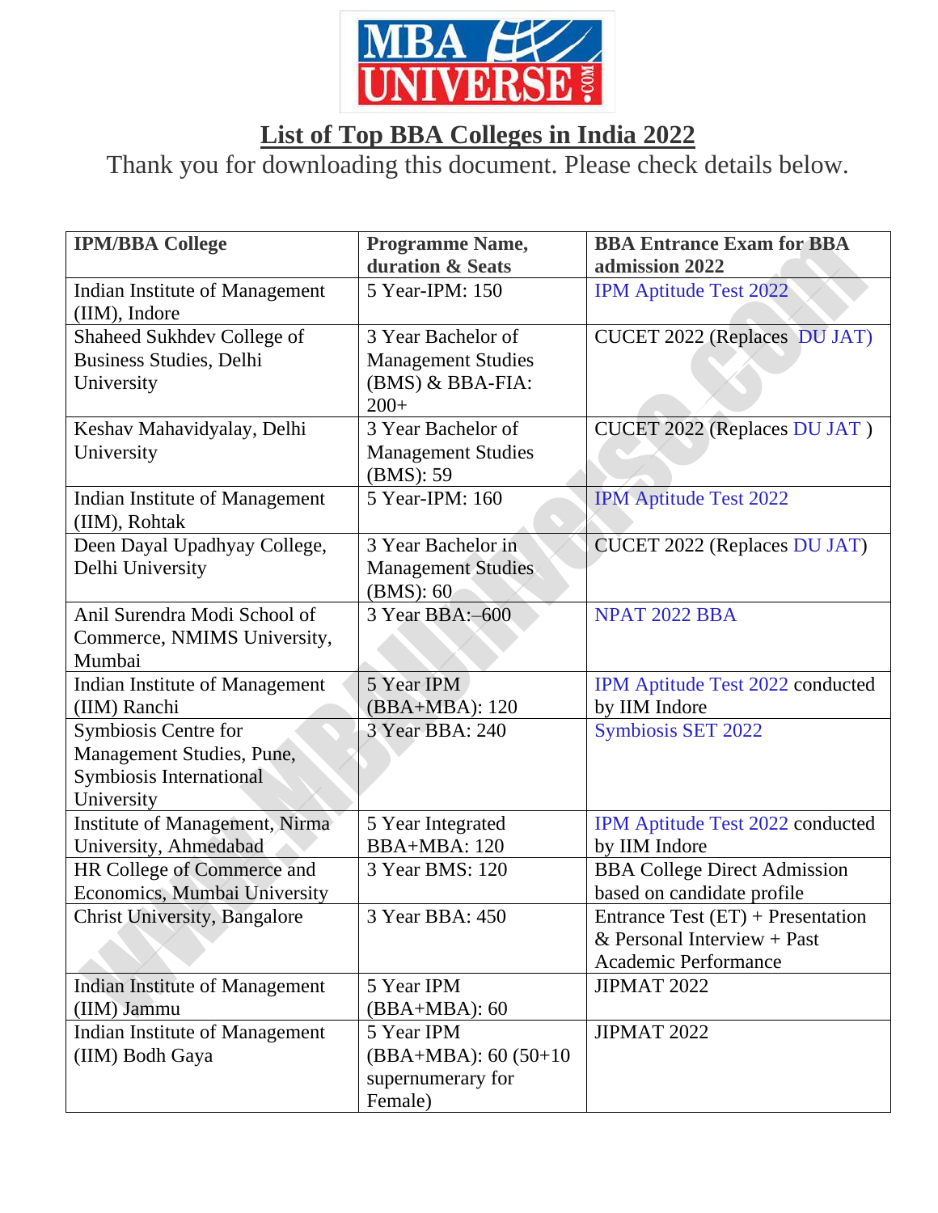# List of Top BBA Colleges in India 2022

Thank you for downloading this document. Please check details below.

| IPM/BBA College | Programme Name, duration & Seats | BBA Entrance Exam for BBA admission 2022 |
|---|---|---|
| Indian Institute of Management (IIM), Indore | 5 Year-IPM: 150 | IPM Aptitude Test 2022 |
| Shaheed Sukhdev College of Business Studies, Delhi University | 3 Year Bachelor of Management Studies (BMS) & BBA-FIA: 200+ | CUCET 2022 (Replaces DU JAT) |
| Keshav Mahavidyalay, Delhi University | 3 Year Bachelor of Management Studies (BMS): 59 | CUCET 2022 (Replaces DU JAT ) |
| Indian Institute of Management (IIM), Rohtak | 5 Year-IPM: 160 | IPM Aptitude Test 2022 |
| Deen Dayal Upadhyay College, Delhi University | 3 Year Bachelor in Management Studies (BMS): 60 | CUCET 2022 (Replaces DU JAT) |
| Anil Surendra Modi School of Commerce, NMIMS University, Mumbai | 3 Year BBA:–600 | NPAT 2022 BBA |
| Indian Institute of Management (IIM) Ranchi | 5 Year IPM (BBA+MBA): 120 | IPM Aptitude Test 2022 conducted by IIM Indore |
| Symbiosis Centre for Management Studies, Pune, Symbiosis International University | 3 Year BBA: 240 | Symbiosis SET 2022 |
| Institute of Management, Nirma University, Ahmedabad | 5 Year Integrated BBA+MBA: 120 | IPM Aptitude Test 2022 conducted by IIM Indore |
| HR College of Commerce and Economics, Mumbai University | 3 Year BMS: 120 | BBA College Direct Admission based on candidate profile |
| Christ University, Bangalore | 3 Year BBA: 450 | Entrance Test (ET) + Presentation & Personal Interview + Past Academic Performance |
| Indian Institute of Management (IIM) Jammu | 5 Year IPM (BBA+MBA): 60 | JIPMAT 2022 |
| Indian Institute of Management (IIM) Bodh Gaya | 5 Year IPM (BBA+MBA): 60 (50+10 supernumerary for Female) | JIPMAT 2022 |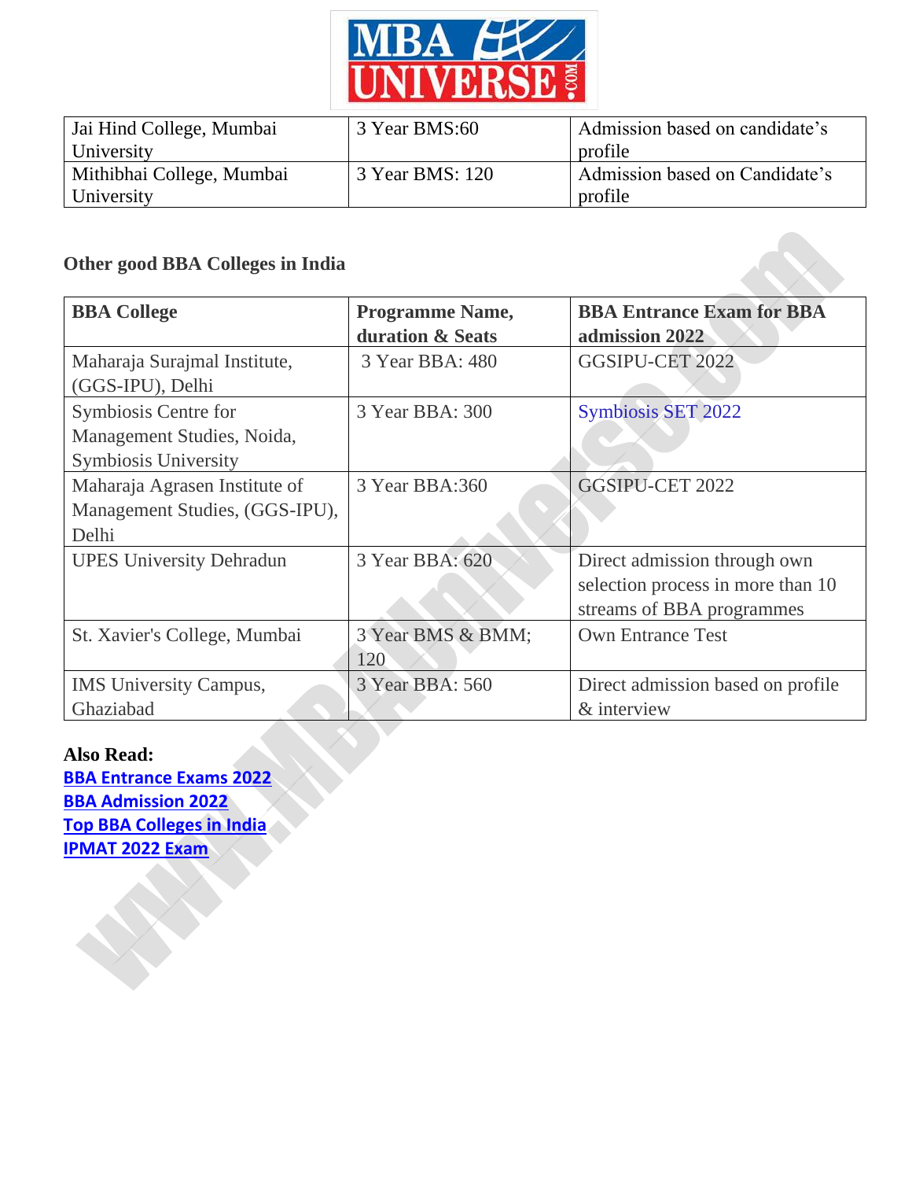| | | |
|---|---|---|
| Jai Hind College, Mumbai University | 3 Year BMS:60 | Admission based on candidate's profile |
| Mithibhai College, Mumbai University | 3 Year BMS: 120 | Admission based on Candidate's profile |

### Other good BBA Colleges in India

| BBA College | Programme Name, duration & Seats | BBA Entrance Exam for BBA admission 2022 |
|---|---|---|
| Maharaja Surajmal Institute, (GGS-IPU), Delhi | 3 Year BBA: 480 | GGSIPU-CET 2022 |
| Symbiosis Centre for Management Studies, Noida, Symbiosis University | 3 Year BBA: 300 | Symbiosis SET 2022 |
| Maharaja Agrasen Institute of Management Studies, (GGS-IPU), Delhi | 3 Year BBA:360 | GGSIPU-CET 2022 |
| UPES University Dehradun | 3 Year BBA: 620 | Direct admission through own selection process in more than 10 streams of BBA programmes |
| St. Xavier's College, Mumbai | 3 Year BMS & BMM; 120 | Own Entrance Test |
| IMS University Campus, Ghaziabad | 3 Year BBA: 560 | Direct admission based on profile & interview |

**Also Read:**
**BBA Entrance Exams 2022**
**BBA Admission 2022**
**Top BBA Colleges in India**
**IPMAT 2022 Exam**